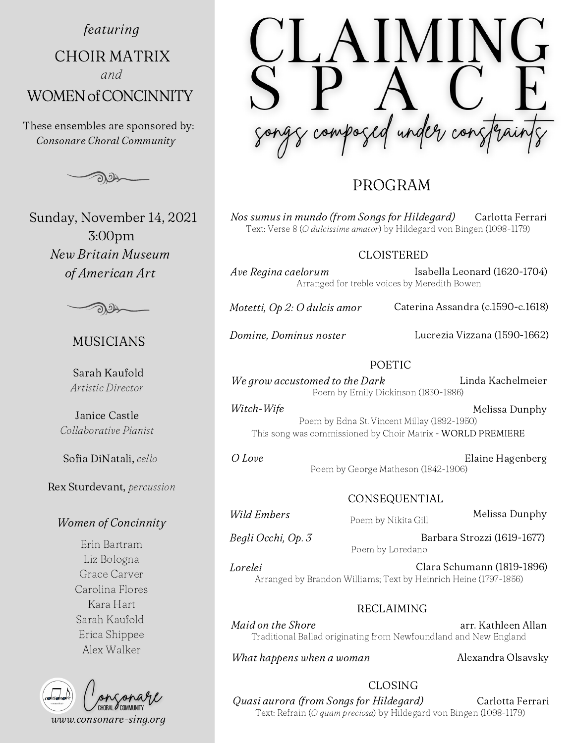# CLAIMING SPACE

*songs composed under constraints*

*featuring*

CHOIR MATRIX
*and*
WOMEN of CONCINNITY

These ensembles are sponsored by:
*Consonare Choral Community*

Sunday, November 14, 2021
3:00pm
*New Britain Museum of American Art*

## MUSICIANS

Sarah Kaufold
*Artistic Director*

Janice Castle
*Collaborative Pianist*

Sofia DiNatali, *cello*

Rex Sturdevant, *percussion*

### *Women of Concinnity*

Erin Bartram
Liz Bologna
Grace Carver
Carolina Flores
Kara Hart
Sarah Kaufold
Erica Shippee
Alex Walker

Consonare Choral Community
*www.consonare-sing.org*

## PROGRAM

*Nos sumus in mundo (from Songs for Hildegard)* — Carlotta Ferrari
Text: Verse 8 (*O dulcissime amator*) by Hildegard von Bingen (1098-1179)

### CLOISTERED

*Ave Regina caelorum* — Isabella Leonard (1620-1704)
Arranged for treble voices by Meredith Bowen

*Motetti, Op 2: O dulcis amor* — Caterina Assandra (c.1590-c.1618)

*Domine, Dominus noster* — Lucrezia Vizzana (1590-1662)

### POETIC

*We grow accustomed to the Dark* — Linda Kachelmeier
Poem by Emily Dickinson (1830-1886)

*Witch-Wife* — Melissa Dunphy
Poem by Edna St. Vincent Millay (1892-1950)
This song was commissioned by Choir Matrix - WORLD PREMIERE

*O Love* — Elaine Hagenberg
Poem by George Matheson (1842-1906)

### CONSEQUENTIAL

*Wild Embers* — Melissa Dunphy
Poem by Nikita Gill

*Begli Occhi, Op. 3* — Barbara Strozzi (1619-1677)
Poem by Loredano

*Lorelei* — Clara Schumann (1819-1896)
Arranged by Brandon Williams; Text by Heinrich Heine (1797-1856)

### RECLAIMING

*Maid on the Shore* — arr. Kathleen Allan
Traditional Ballad originating from Newfoundland and New England

*What happens when a woman* — Alexandra Olsavsky

### CLOSING

*Quasi aurora (from Songs for Hildegard)* — Carlotta Ferrari
Text: Refrain (*O quam preciosa*) by Hildegard von Bingen (1098-1179)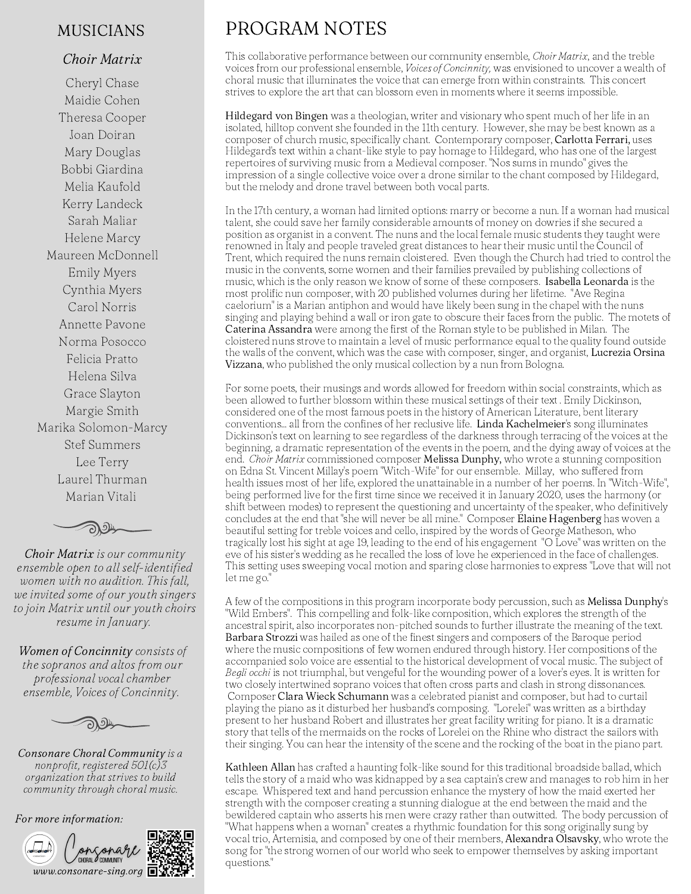## MUSICIANS

### *Choir Matrix*

Cheryl Chase
Maidie Cohen
Theresa Cooper
Joan Doiran
Mary Douglas
Bobbi Giardina
Melia Kaufold
Kerry Landeck
Sarah Maliar
Helene Marcy
Maureen McDonnell
Emily Myers
Cynthia Myers
Carol Norris
Annette Pavone
Norma Posocco
Felicia Pratto
Helena Silva
Grace Slayton
Margie Smith
Marika Solomon-Marcy
Stef Summers
Lee Terry
Laurel Thurman
Marian Vitali

*Choir Matrix is our community ensemble open to all self-identified women with no audition. This fall, we invited some of our youth singers to join Matrix until our youth choirs resume in January.*

*Women of Concinnity consists of the sopranos and altos from our professional vocal chamber ensemble, Voices of Concinnity.*

*Consonare Choral Community is a nonprofit, registered 501(c)3 organization that strives to build community through choral music.*

*For more information:*

*www.consonare-sing.org*

## PROGRAM NOTES

This collaborative performance between our community ensemble, *Choir Matrix*, and the treble voices from our professional ensemble, *Voices of Concinnity,* was envisioned to uncover a wealth of choral music that illuminates the voice that can emerge from within constraints. This concert strives to explore the art that can blossom even in moments where it seems impossible.

Hildegard von Bingen was a theologian, writer and visionary who spent much of her life in an isolated, hilltop convent she founded in the 11th century. However, she may be best known as a composer of church music, specifically chant. Contemporary composer, Carlotta Ferrari, uses Hildegard's text within a chant-like style to pay homage to Hildegard, who has one of the largest repertoires of surviving music from a Medieval composer. "Nos sums in mundo" gives the impression of a single collective voice over a drone similar to the chant composed by Hildegard, but the melody and drone travel between both vocal parts.

In the 17th century, a woman had limited options: marry or become a nun. If a woman had musical talent, she could save her family considerable amounts of money on dowries if she secured a position as organist in a convent. The nuns and the local female music students they taught were renowned in Italy and people traveled great distances to hear their music until the Council of Trent, which required the nuns remain cloistered. Even though the Church had tried to control the music in the convents, some women and their families prevailed by publishing collections of music, which is the only reason we know of some of these composers. Isabella Leonarda is the most prolific nun composer, with 20 published volumes during her lifetime. "Ave Regina caelorium" is a Marian antiphon and would have likely been sung in the chapel with the nuns singing and playing behind a wall or iron gate to obscure their faces from the public. The motets of Caterina Assandra were among the first of the Roman style to be published in Milan. The cloistered nuns strove to maintain a level of music performance equal to the quality found outside the walls of the convent, which was the case with composer, singer, and organist, Lucrezia Orsina Vizzana, who published the only musical collection by a nun from Bologna.

For some poets, their musings and words allowed for freedom within social constraints, which as been allowed to further blossom within these musical settings of their text . Emily Dickinson, considered one of the most famous poets in the history of American Literature, bent literary conventions... all from the confines of her reclusive life. Linda Kachelmeier's song illuminates Dickinson's text on learning to see regardless of the darkness through terracing of the voices at the beginning, a dramatic representation of the events in the poem, and the dying away of voices at the end. *Choir Matrix* commissioned composer Melissa Dunphy, who wrote a stunning composition on Edna St. Vincent Millay's poem "Witch-Wife" for our ensemble. Millay, who suffered from health issues most of her life, explored the unattainable in a number of her poems. In "Witch-Wife", being performed live for the first time since we received it in January 2020, uses the harmony (or shift between modes) to represent the questioning and uncertainty of the speaker, who definitively concludes at the end that "she will never be all mine." Composer Elaine Hagenberg has woven a beautiful setting for treble voices and cello, inspired by the words of George Matheson, who tragically lost his sight at age 19, leading to the end of his engagement "O Love" was written on the eve of his sister's wedding as he recalled the loss of love he experienced in the face of challenges. This setting uses sweeping vocal motion and sparing close harmonies to express "Love that will not let me go."

A few of the compositions in this program incorporate body percussion, such as Melissa Dunphy's "Wild Embers". This compelling and folk-like composition, which explores the strength of the ancestral spirit, also incorporates non-pitched sounds to further illustrate the meaning of the text. Barbara Strozzi was hailed as one of the finest singers and composers of the Baroque period where the music compositions of few women endured through history. Her compositions of the accompanied solo voice are essential to the historical development of vocal music. The subject of *Begli occhi* is not triumphal, but vengeful for the wounding power of a lover's eyes. It is written for two closely intertwined soprano voices that often cross parts and clash in strong dissonances. Composer Clara Wieck Schumann was a celebrated pianist and composer, but had to curtail playing the piano as it disturbed her husband's composing. "Lorelei" was written as a birthday present to her husband Robert and illustrates her great facility writing for piano. It is a dramatic story that tells of the mermaids on the rocks of Lorelei on the Rhine who distract the sailors with their singing. You can hear the intensity of the scene and the rocking of the boat in the piano part.

Kathleen Allan has crafted a haunting folk-like sound for this traditional broadside ballad, which tells the story of a maid who was kidnapped by a sea captain's crew and manages to rob him in her escape. Whispered text and hand percussion enhance the mystery of how the maid exerted her strength with the composer creating a stunning dialogue at the end between the maid and the bewildered captain who asserts his men were crazy rather than outwitted. The body percussion of "What happens when a woman" creates a rhythmic foundation for this song originally sung by vocal trio, Artemisia, and composed by one of their members, Alexandra Olsavsky, who wrote the song for "the strong women of our world who seek to empower themselves by asking important questions."